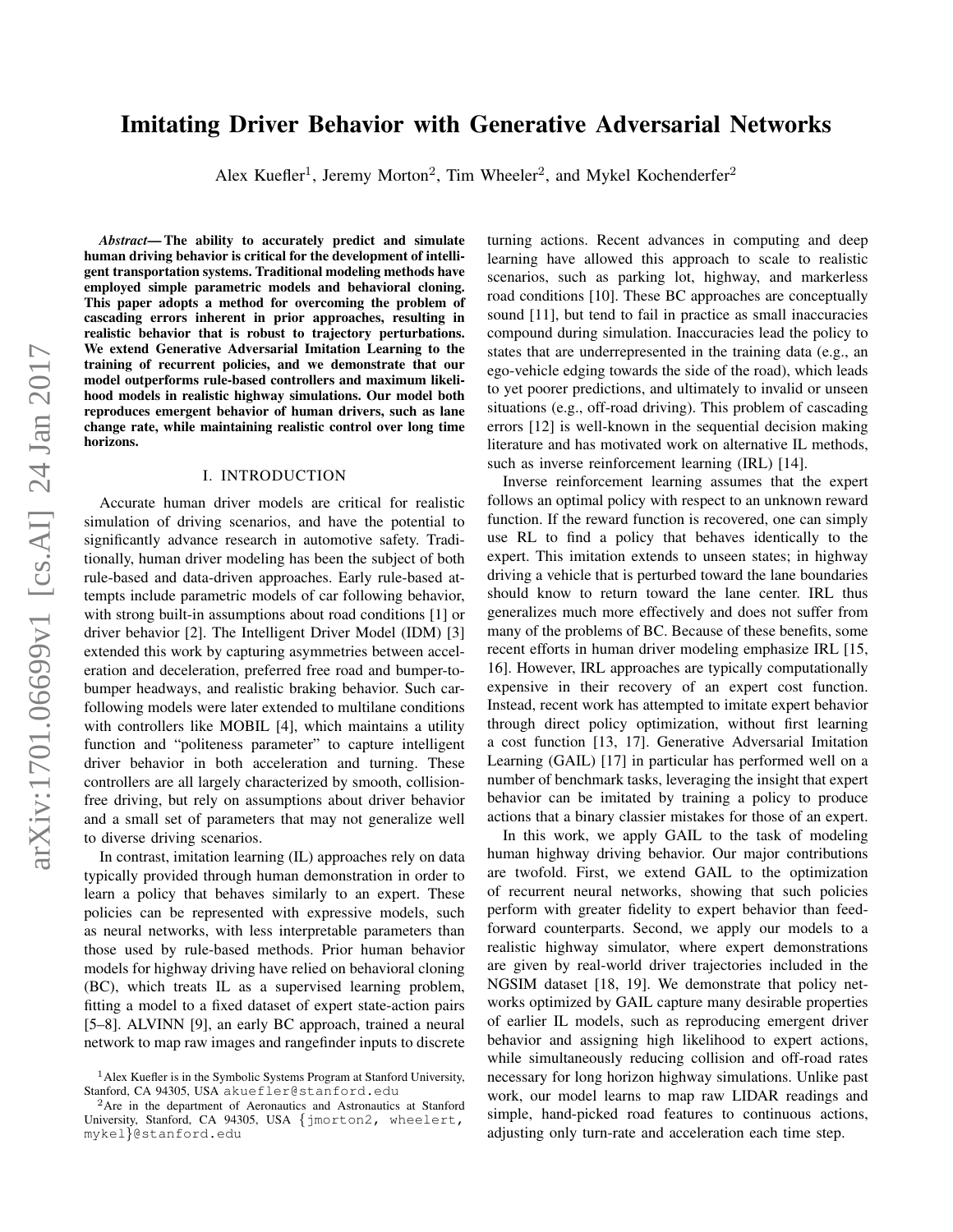# Imitating Driver Behavior with Generative Adversarial Networks

Alex Kuefler[1], Jeremy Morton[2], Tim Wheeler[2], and Mykel Kochenderfer[2]

***Abstract*— The ability to accurately predict and simulate human driving behavior is critical for the development of intelligent transportation systems. Traditional modeling methods have employed simple parametric models and behavioral cloning. This paper adopts a method for overcoming the problem of cascading errors inherent in prior approaches, resulting in realistic behavior that is robust to trajectory perturbations. We extend Generative Adversarial Imitation Learning to the training of recurrent policies, and we demonstrate that our model outperforms rule-based controllers and maximum likelihood models in realistic highway simulations. Our model both reproduces emergent behavior of human drivers, such as lane change rate, while maintaining realistic control over long time horizons.**

## I. INTRODUCTION

Accurate human driver models are critical for realistic simulation of driving scenarios, and have the potential to significantly advance research in automotive safety. Traditionally, human driver modeling has been the subject of both rule-based and data-driven approaches. Early rule-based attempts include parametric models of car following behavior, with strong built-in assumptions about road conditions [1] or driver behavior [2]. The Intelligent Driver Model (IDM) [3] extended this work by capturing asymmetries between acceleration and deceleration, preferred free road and bumper-to-bumper headways, and realistic braking behavior. Such car-following models were later extended to multilane conditions with controllers like MOBIL [4], which maintains a utility function and "politeness parameter" to capture intelligent driver behavior in both acceleration and turning. These controllers are all largely characterized by smooth, collision-free driving, but rely on assumptions about driver behavior and a small set of parameters that may not generalize well to diverse driving scenarios.

In contrast, imitation learning (IL) approaches rely on data typically provided through human demonstration in order to learn a policy that behaves similarly to an expert. These policies can be represented with expressive models, such as neural networks, with less interpretable parameters than those used by rule-based methods. Prior human behavior models for highway driving have relied on behavioral cloning (BC), which treats IL as a supervised learning problem, fitting a model to a fixed dataset of expert state-action pairs [5–8]. ALVINN [9], an early BC approach, trained a neural network to map raw images and rangefinder inputs to discrete turning actions. Recent advances in computing and deep learning have allowed this approach to scale to realistic scenarios, such as parking lot, highway, and markerless road conditions [10]. These BC approaches are conceptually sound [11], but tend to fail in practice as small inaccuracies compound during simulation. Inaccuracies lead the policy to states that are underrepresented in the training data (e.g., an ego-vehicle edging towards the side of the road), which leads to yet poorer predictions, and ultimately to invalid or unseen situations (e.g., off-road driving). This problem of cascading errors [12] is well-known in the sequential decision making literature and has motivated work on alternative IL methods, such as inverse reinforcement learning (IRL) [14].

Inverse reinforcement learning assumes that the expert follows an optimal policy with respect to an unknown reward function. If the reward function is recovered, one can simply use RL to find a policy that behaves identically to the expert. This imitation extends to unseen states; in highway driving a vehicle that is perturbed toward the lane boundaries should know to return toward the lane center. IRL thus generalizes much more effectively and does not suffer from many of the problems of BC. Because of these benefits, some recent efforts in human driver modeling emphasize IRL [15, 16]. However, IRL approaches are typically computationally expensive in their recovery of an expert cost function. Instead, recent work has attempted to imitate expert behavior through direct policy optimization, without first learning a cost function [13, 17]. Generative Adversarial Imitation Learning (GAIL) [17] in particular has performed well on a number of benchmark tasks, leveraging the insight that expert behavior can be imitated by training a policy to produce actions that a binary classier mistakes for those of an expert.

In this work, we apply GAIL to the task of modeling human highway driving behavior. Our major contributions are twofold. First, we extend GAIL to the optimization of recurrent neural networks, showing that such policies perform with greater fidelity to expert behavior than feed-forward counterparts. Second, we apply our models to a realistic highway simulator, where expert demonstrations are given by real-world driver trajectories included in the NGSIM dataset [18, 19]. We demonstrate that policy networks optimized by GAIL capture many desirable properties of earlier IL models, such as reproducing emergent driver behavior and assigning high likelihood to expert actions, while simultaneously reducing collision and off-road rates necessary for long horizon highway simulations. Unlike past work, our model learns to map raw LIDAR readings and simple, hand-picked road features to continuous actions, adjusting only turn-rate and acceleration each time step.

[1]Alex Kuefler is in the Symbolic Systems Program at Stanford University, Stanford, CA 94305, USA akuefler@stanford.edu

[2]Are in the department of Aeronautics and Astronautics at Stanford University, Stanford, CA 94305, USA {jmorton2, wheelert, mykel}@stanford.edu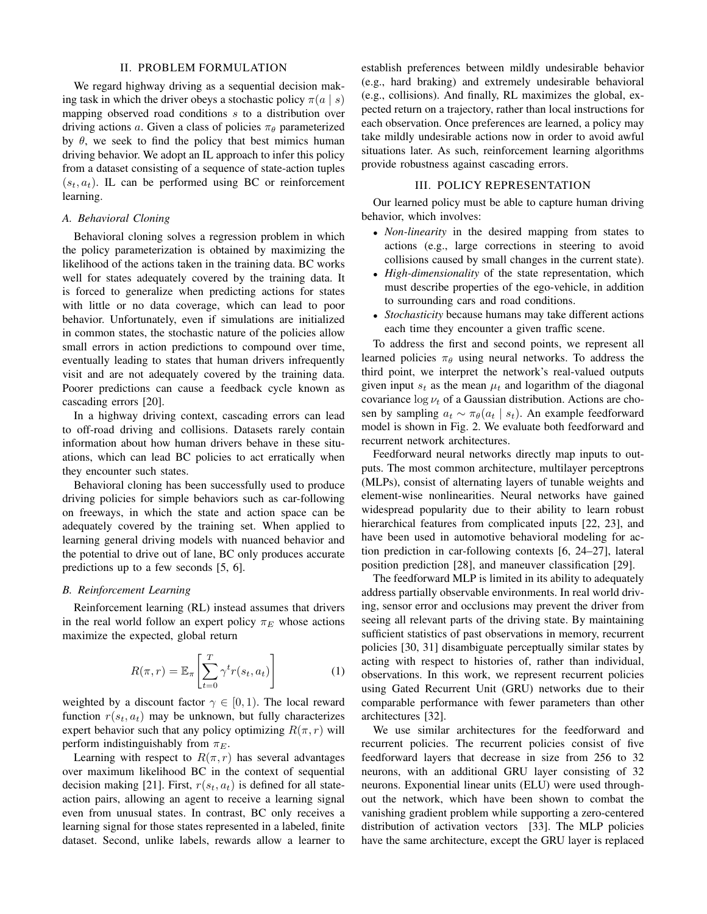## II. PROBLEM FORMULATION

We regard highway driving as a sequential decision making task in which the driver obeys a stochastic policy $\pi(a \mid s)$ mapping observed road conditions $s$ to a distribution over driving actions $a$. Given a class of policies $\pi_\theta$ parameterized by $\theta$, we seek to find the policy that best mimics human driving behavior. We adopt an IL approach to infer this policy from a dataset consisting of a sequence of state-action tuples $(s_t, a_t)$. IL can be performed using BC or reinforcement learning.

### A. Behavioral Cloning

Behavioral cloning solves a regression problem in which the policy parameterization is obtained by maximizing the likelihood of the actions taken in the training data. BC works well for states adequately covered by the training data. It is forced to generalize when predicting actions for states with little or no data coverage, which can lead to poor behavior. Unfortunately, even if simulations are initialized in common states, the stochastic nature of the policies allow small errors in action predictions to compound over time, eventually leading to states that human drivers infrequently visit and are not adequately covered by the training data. Poorer predictions can cause a feedback cycle known as cascading errors [20].

In a highway driving context, cascading errors can lead to off-road driving and collisions. Datasets rarely contain information about how human drivers behave in these situations, which can lead BC policies to act erratically when they encounter such states.

Behavioral cloning has been successfully used to produce driving policies for simple behaviors such as car-following on freeways, in which the state and action space can be adequately covered by the training set. When applied to learning general driving models with nuanced behavior and the potential to drive out of lane, BC only produces accurate predictions up to a few seconds [5, 6].

### B. Reinforcement Learning

Reinforcement learning (RL) instead assumes that drivers in the real world follow an expert policy $\pi_E$ whose actions maximize the expected, global return

$$R(\pi, r) = \mathbb{E}_\pi \left[ \sum_{t=0}^{T} \gamma^t r(s_t, a_t) \right] \tag{1}$$

weighted by a discount factor $\gamma \in [0, 1)$. The local reward function $r(s_t, a_t)$ may be unknown, but fully characterizes expert behavior such that any policy optimizing $R(\pi, r)$ will perform indistinguishably from $\pi_E$.

Learning with respect to $R(\pi, r)$ has several advantages over maximum likelihood BC in the context of sequential decision making [21]. First, $r(s_t, a_t)$ is defined for all state-action pairs, allowing an agent to receive a learning signal even from unusual states. In contrast, BC only receives a learning signal for those states represented in a labeled, finite dataset. Second, unlike labels, rewards allow a learner to establish preferences between mildly undesirable behavior (e.g., hard braking) and extremely undesirable behavioral (e.g., collisions). And finally, RL maximizes the global, expected return on a trajectory, rather than local instructions for each observation. Once preferences are learned, a policy may take mildly undesirable actions now in order to avoid awful situations later. As such, reinforcement learning algorithms provide robustness against cascading errors.

## III. POLICY REPRESENTATION

Our learned policy must be able to capture human driving behavior, which involves:

- *Non-linearity* in the desired mapping from states to actions (e.g., large corrections in steering to avoid collisions caused by small changes in the current state).
- *High-dimensionality* of the state representation, which must describe properties of the ego-vehicle, in addition to surrounding cars and road conditions.
- *Stochasticity* because humans may take different actions each time they encounter a given traffic scene.

To address the first and second points, we represent all learned policies $\pi_\theta$ using neural networks. To address the third point, we interpret the network's real-valued outputs given input $s_t$ as the mean $\mu_t$ and logarithm of the diagonal covariance $\log \nu_t$ of a Gaussian distribution. Actions are chosen by sampling $a_t \sim \pi_\theta(a_t \mid s_t)$. An example feedforward model is shown in Fig. 2. We evaluate both feedforward and recurrent network architectures.

Feedforward neural networks directly map inputs to outputs. The most common architecture, multilayer perceptrons (MLPs), consist of alternating layers of tunable weights and element-wise nonlinearities. Neural networks have gained widespread popularity due to their ability to learn robust hierarchical features from complicated inputs [22, 23], and have been used in automotive behavioral modeling for action prediction in car-following contexts [6, 24–27], lateral position prediction [28], and maneuver classification [29].

The feedforward MLP is limited in its ability to adequately address partially observable environments. In real world driving, sensor error and occlusions may prevent the driver from seeing all relevant parts of the driving state. By maintaining sufficient statistics of past observations in memory, recurrent policies [30, 31] disambiguate perceptually similar states by acting with respect to histories of, rather than individual, observations. In this work, we represent recurrent policies using Gated Recurrent Unit (GRU) networks due to their comparable performance with fewer parameters than other architectures [32].

We use similar architectures for the feedforward and recurrent policies. The recurrent policies consist of five feedforward layers that decrease in size from 256 to 32 neurons, with an additional GRU layer consisting of 32 neurons. Exponential linear units (ELU) were used throughout the network, which have been shown to combat the vanishing gradient problem while supporting a zero-centered distribution of activation vectors [33]. The MLP policies have the same architecture, except the GRU layer is replaced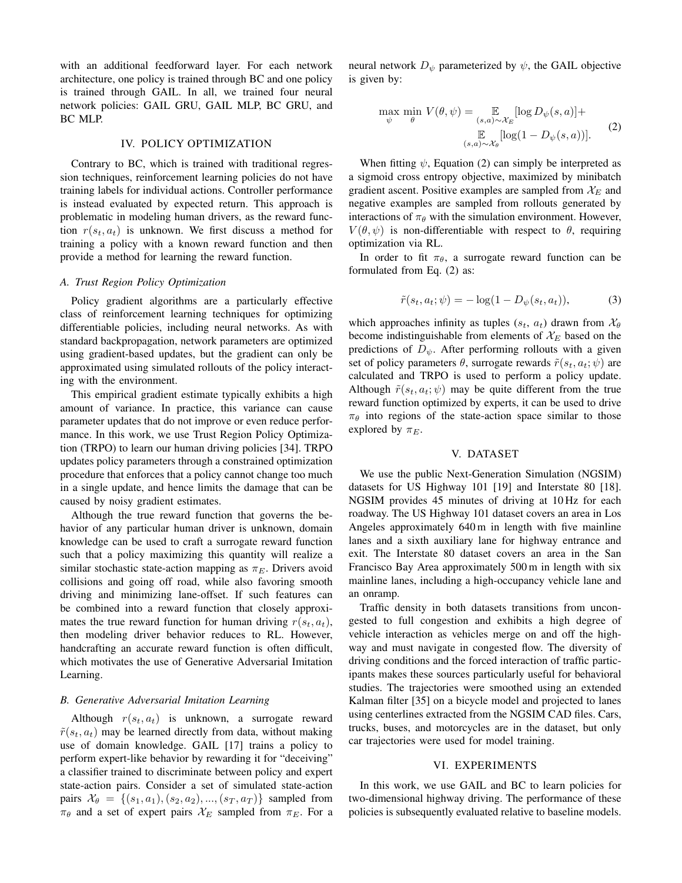with an additional feedforward layer. For each network architecture, one policy is trained through BC and one policy is trained through GAIL. In all, we trained four neural network policies: GAIL GRU, GAIL MLP, BC GRU, and BC MLP.

## IV. Policy Optimization

Contrary to BC, which is trained with traditional regression techniques, reinforcement learning policies do not have training labels for individual actions. Controller performance is instead evaluated by expected return. This approach is problematic in modeling human drivers, as the reward function $r(s_t, a_t)$ is unknown. We first discuss a method for training a policy with a known reward function and then provide a method for learning the reward function.

### *A. Trust Region Policy Optimization*

Policy gradient algorithms are a particularly effective class of reinforcement learning techniques for optimizing differentiable policies, including neural networks. As with standard backpropagation, network parameters are optimized using gradient-based updates, but the gradient can only be approximated using simulated rollouts of the policy interacting with the environment.

This empirical gradient estimate typically exhibits a high amount of variance. In practice, this variance can cause parameter updates that do not improve or even reduce performance. In this work, we use Trust Region Policy Optimization (TRPO) to learn our human driving policies [34]. TRPO updates policy parameters through a constrained optimization procedure that enforces that a policy cannot change too much in a single update, and hence limits the damage that can be caused by noisy gradient estimates.

Although the true reward function that governs the behavior of any particular human driver is unknown, domain knowledge can be used to craft a surrogate reward function such that a policy maximizing this quantity will realize a similar stochastic state-action mapping as $\pi_E$. Drivers avoid collisions and going off road, while also favoring smooth driving and minimizing lane-offset. If such features can be combined into a reward function that closely approximates the true reward function for human driving $r(s_t, a_t)$, then modeling driver behavior reduces to RL. However, handcrafting an accurate reward function is often difficult, which motivates the use of Generative Adversarial Imitation Learning.

### *B. Generative Adversarial Imitation Learning*

Although $r(s_t, a_t)$ is unknown, a surrogate reward $\tilde{r}(s_t, a_t)$ may be learned directly from data, without making use of domain knowledge. GAIL [17] trains a policy to perform expert-like behavior by rewarding it for "deceiving" a classifier trained to discriminate between policy and expert state-action pairs. Consider a set of simulated state-action pairs $\mathcal{X}_\theta = \{(s_1, a_1), (s_2, a_2), ..., (s_T, a_T)\}$ sampled from $\pi_\theta$ and a set of expert pairs $\mathcal{X}_E$ sampled from $\pi_E$. For a neural network $D_\psi$ parameterized by $\psi$, the GAIL objective is given by:

$$
\max_{\psi} \min_{\theta} V(\theta, \psi) = \mathop{\mathbb{E}}_{(s,a)\sim\mathcal{X}_E}[\log D_\psi(s, a)] + \mathop{\mathbb{E}}_{(s,a)\sim\mathcal{X}_\theta}[\log(1 - D_\psi(s, a))]. \tag{2}
$$

When fitting $\psi$, Equation (2) can simply be interpreted as a sigmoid cross entropy objective, maximized by minibatch gradient ascent. Positive examples are sampled from $\mathcal{X}_E$ and negative examples are sampled from rollouts generated by interactions of $\pi_\theta$ with the simulation environment. However, $V(\theta, \psi)$ is non-differentiable with respect to $\theta$, requiring optimization via RL.

In order to fit $\pi_\theta$, a surrogate reward function can be formulated from Eq. (2) as:

$$
\tilde{r}(s_t, a_t; \psi) = -\log(1 - D_\psi(s_t, a_t)), \tag{3}
$$

which approaches infinity as tuples ($s_t$, $a_t$) drawn from $\mathcal{X}_\theta$ become indistinguishable from elements of $\mathcal{X}_E$ based on the predictions of $D_\psi$. After performing rollouts with a given set of policy parameters $\theta$, surrogate rewards $\tilde{r}(s_t, a_t; \psi)$ are calculated and TRPO is used to perform a policy update. Although $\tilde{r}(s_t, a_t; \psi)$ may be quite different from the true reward function optimized by experts, it can be used to drive $\pi_\theta$ into regions of the state-action space similar to those explored by $\pi_E$.

## V. Dataset

We use the public Next-Generation Simulation (NGSIM) datasets for US Highway 101 [19] and Interstate 80 [18]. NGSIM provides 45 minutes of driving at 10 Hz for each roadway. The US Highway 101 dataset covers an area in Los Angeles approximately 640 m in length with five mainline lanes and a sixth auxiliary lane for highway entrance and exit. The Interstate 80 dataset covers an area in the San Francisco Bay Area approximately 500 m in length with six mainline lanes, including a high-occupancy vehicle lane and an onramp.

Traffic density in both datasets transitions from uncongested to full congestion and exhibits a high degree of vehicle interaction as vehicles merge on and off the highway and must navigate in congested flow. The diversity of driving conditions and the forced interaction of traffic participants makes these sources particularly useful for behavioral studies. The trajectories were smoothed using an extended Kalman filter [35] on a bicycle model and projected to lanes using centerlines extracted from the NGSIM CAD files. Cars, trucks, buses, and motorcycles are in the dataset, but only car trajectories were used for model training.

## VI. Experiments

In this work, we use GAIL and BC to learn policies for two-dimensional highway driving. The performance of these policies is subsequently evaluated relative to baseline models.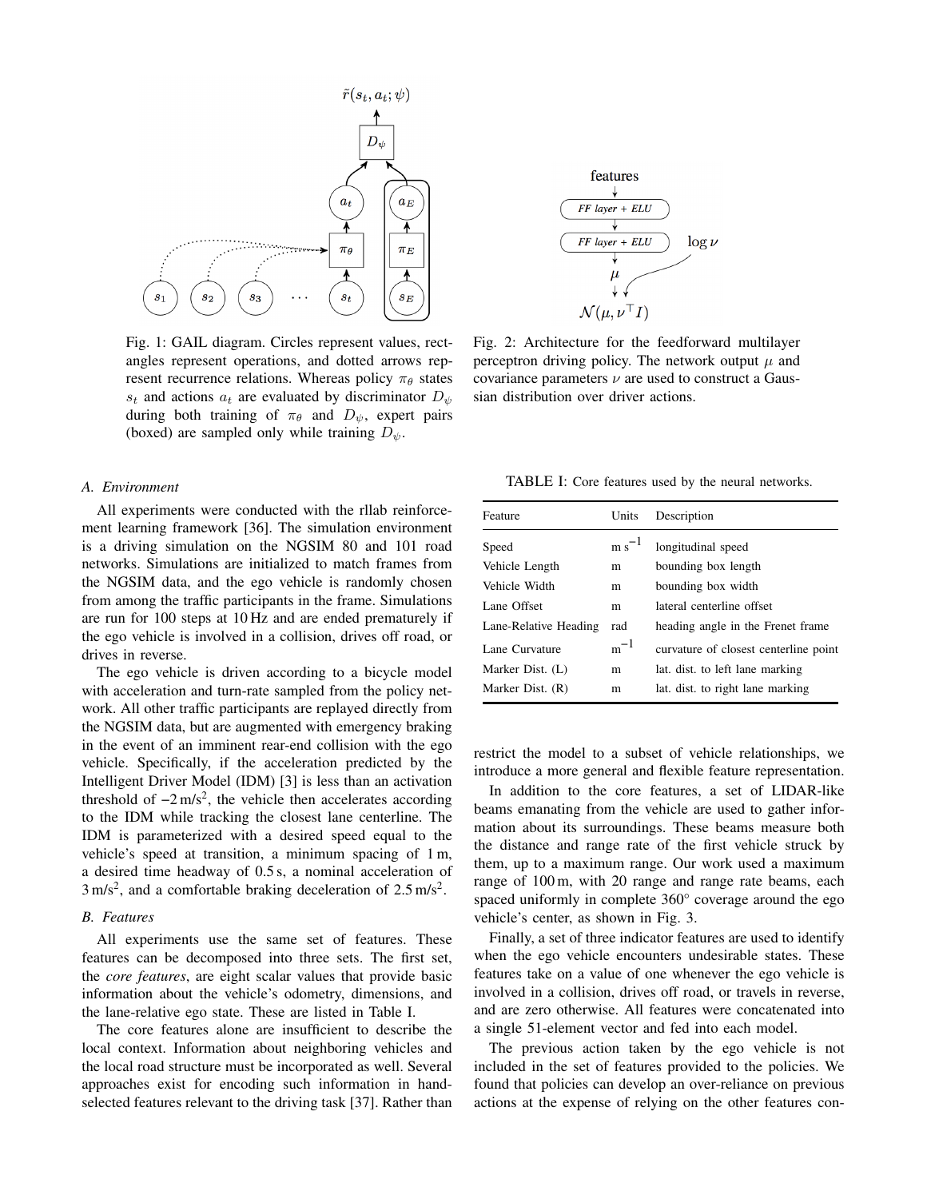Fig. 1: GAIL diagram. Circles represent values, rectangles represent operations, and dotted arrows represent recurrence relations. Whereas policy $\pi_\theta$ states $s_t$ and actions $a_t$ are evaluated by discriminator $D_\psi$ during both training of $\pi_\theta$ and $D_\psi$, expert pairs (boxed) are sampled only while training $D_\psi$.

Fig. 2: Architecture for the feedforward multilayer perceptron driving policy. The network output $\mu$ and covariance parameters $\nu$ are used to construct a Gaussian distribution over driver actions.

### A. Environment

All experiments were conducted with the rllab reinforcement learning framework [36]. The simulation environment is a driving simulation on the NGSIM 80 and 101 road networks. Simulations are initialized to match frames from the NGSIM data, and the ego vehicle is randomly chosen from among the traffic participants in the frame. Simulations are run for 100 steps at 10 Hz and are ended prematurely if the ego vehicle is involved in a collision, drives off road, or drives in reverse.

The ego vehicle is driven according to a bicycle model with acceleration and turn-rate sampled from the policy network. All other traffic participants are replayed directly from the NGSIM data, but are augmented with emergency braking in the event of an imminent rear-end collision with the ego vehicle. Specifically, if the acceleration predicted by the Intelligent Driver Model (IDM) [3] is less than an activation threshold of $-2\,\text{m/s}^2$, the vehicle then accelerates according to the IDM while tracking the closest lane centerline. The IDM is parameterized with a desired speed equal to the vehicle's speed at transition, a minimum spacing of 1 m, a desired time headway of 0.5 s, a nominal acceleration of $3\,\text{m/s}^2$, and a comfortable braking deceleration of $2.5\,\text{m/s}^2$.

### B. Features

All experiments use the same set of features. These features can be decomposed into three sets. The first set, the *core features*, are eight scalar values that provide basic information about the vehicle's odometry, dimensions, and the lane-relative ego state. These are listed in Table I.

TABLE I: Core features used by the neural networks.

| Feature | Units | Description |
| --- | --- | --- |
| Speed | $\text{m}\,\text{s}^{-1}$ | longitudinal speed |
| Vehicle Length | m | bounding box length |
| Vehicle Width | m | bounding box width |
| Lane Offset | m | lateral centerline offset |
| Lane-Relative Heading | rad | heading angle in the Frenet frame |
| Lane Curvature | $\text{m}^{-1}$ | curvature of closest centerline point |
| Marker Dist. (L) | m | lat. dist. to left lane marking |
| Marker Dist. (R) | m | lat. dist. to right lane marking |

The core features alone are insufficient to describe the local context. Information about neighboring vehicles and the local road structure must be incorporated as well. Several approaches exist for encoding such information in hand-selected features relevant to the driving task [37]. Rather than restrict the model to a subset of vehicle relationships, we introduce a more general and flexible feature representation.

In addition to the core features, a set of LIDAR-like beams emanating from the vehicle are used to gather information about its surroundings. These beams measure both the distance and range rate of the first vehicle struck by them, up to a maximum range. Our work used a maximum range of 100 m, with 20 range and range rate beams, each spaced uniformly in complete 360° coverage around the ego vehicle's center, as shown in Fig. 3.

Finally, a set of three indicator features are used to identify when the ego vehicle encounters undesirable states. These features take on a value of one whenever the ego vehicle is involved in a collision, drives off road, or travels in reverse, and are zero otherwise. All features were concatenated into a single 51-element vector and fed into each model.

The previous action taken by the ego vehicle is not included in the set of features provided to the policies. We found that policies can develop an over-reliance on previous actions at the expense of relying on the other features con-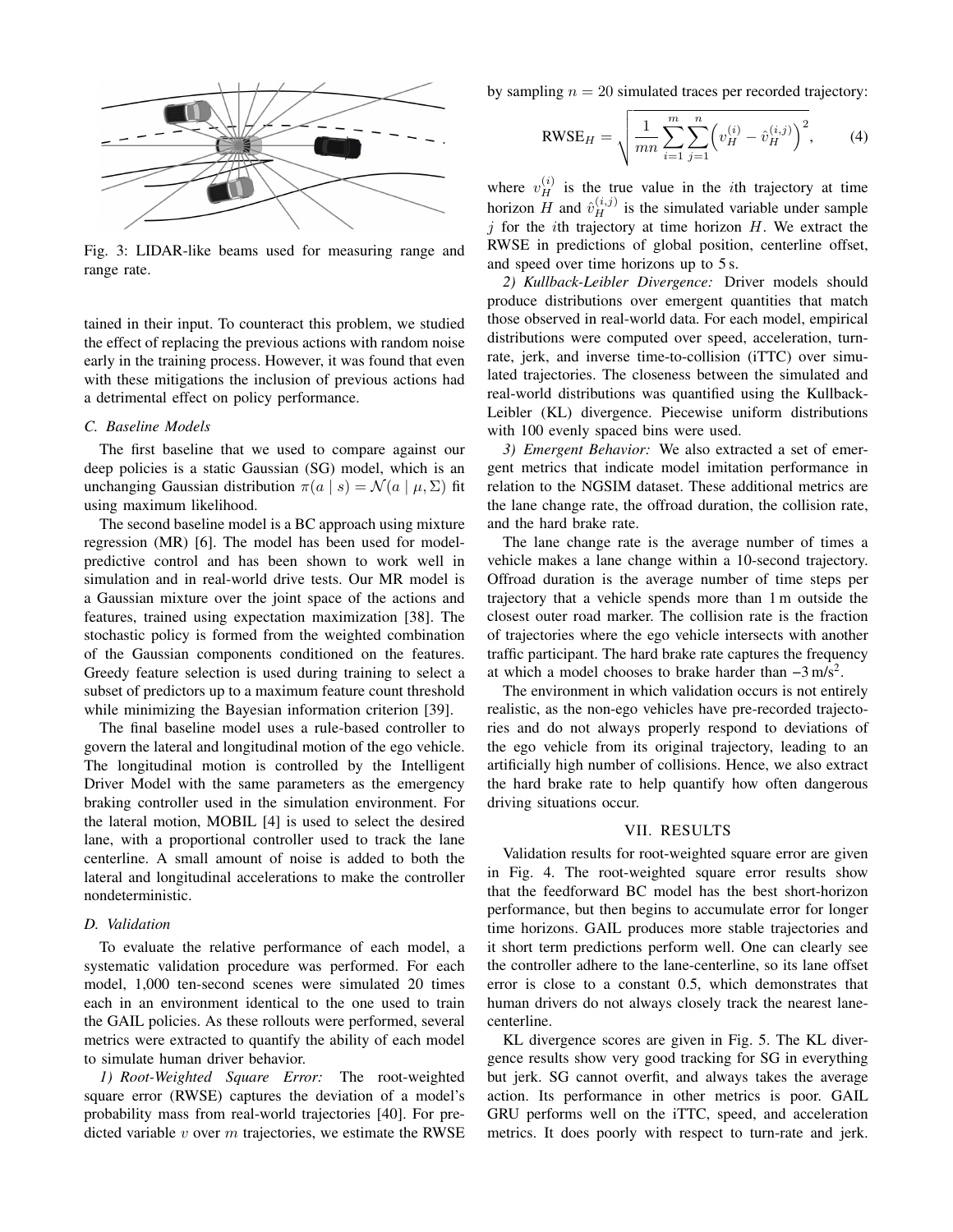Fig. 3: LIDAR-like beams used for measuring range and range rate.

tained in their input. To counteract this problem, we studied the effect of replacing the previous actions with random noise early in the training process. However, it was found that even with these mitigations the inclusion of previous actions had a detrimental effect on policy performance.

### C. Baseline Models

The first baseline that we used to compare against our deep policies is a static Gaussian (SG) model, which is an unchanging Gaussian distribution $\pi(a \mid s) = \mathcal{N}(a \mid \mu, \Sigma)$ fit using maximum likelihood.

The second baseline model is a BC approach using mixture regression (MR) [6]. The model has been used for model-predictive control and has been shown to work well in simulation and in real-world drive tests. Our MR model is a Gaussian mixture over the joint space of the actions and features, trained using expectation maximization [38]. The stochastic policy is formed from the weighted combination of the Gaussian components conditioned on the features. Greedy feature selection is used during training to select a subset of predictors up to a maximum feature count threshold while minimizing the Bayesian information criterion [39].

The final baseline model uses a rule-based controller to govern the lateral and longitudinal motion of the ego vehicle. The longitudinal motion is controlled by the Intelligent Driver Model with the same parameters as the emergency braking controller used in the simulation environment. For the lateral motion, MOBIL [4] is used to select the desired lane, with a proportional controller used to track the lane centerline. A small amount of noise is added to both the lateral and longitudinal accelerations to make the controller nondeterministic.

### D. Validation

To evaluate the relative performance of each model, a systematic validation procedure was performed. For each model, 1,000 ten-second scenes were simulated 20 times each in an environment identical to the one used to train the GAIL policies. As these rollouts were performed, several metrics were extracted to quantify the ability of each model to simulate human driver behavior.

*1) Root-Weighted Square Error:* The root-weighted square error (RWSE) captures the deviation of a model's probability mass from real-world trajectories [40]. For predicted variable $v$ over $m$ trajectories, we estimate the RWSE by sampling $n = 20$ simulated traces per recorded trajectory:

$$\text{RWSE}_H = \sqrt{\frac{1}{mn} \sum_{i=1}^{m} \sum_{j=1}^{n} \left( v_H^{(i)} - \hat{v}_H^{(i,j)} \right)^2}, \qquad (4)$$

where $v_H^{(i)}$ is the true value in the $i$th trajectory at time horizon $H$ and $\hat{v}_H^{(i,j)}$ is the simulated variable under sample $j$ for the $i$th trajectory at time horizon $H$. We extract the RWSE in predictions of global position, centerline offset, and speed over time horizons up to 5 s.

*2) Kullback-Leibler Divergence:* Driver models should produce distributions over emergent quantities that match those observed in real-world data. For each model, empirical distributions were computed over speed, acceleration, turn-rate, jerk, and inverse time-to-collision (iTTC) over simulated trajectories. The closeness between the simulated and real-world distributions was quantified using the Kullback-Leibler (KL) divergence. Piecewise uniform distributions with 100 evenly spaced bins were used.

*3) Emergent Behavior:* We also extracted a set of emergent metrics that indicate model imitation performance in relation to the NGSIM dataset. These additional metrics are the lane change rate, the offroad duration, the collision rate, and the hard brake rate.

The lane change rate is the average number of times a vehicle makes a lane change within a 10-second trajectory. Offroad duration is the average number of time steps per trajectory that a vehicle spends more than 1 m outside the closest outer road marker. The collision rate is the fraction of trajectories where the ego vehicle intersects with another traffic participant. The hard brake rate captures the frequency at which a model chooses to brake harder than $-3\,\text{m/s}^2$.

The environment in which validation occurs is not entirely realistic, as the non-ego vehicles have pre-recorded trajectories and do not always properly respond to deviations of the ego vehicle from its original trajectory, leading to an artificially high number of collisions. Hence, we also extract the hard brake rate to help quantify how often dangerous driving situations occur.

## VII. RESULTS

Validation results for root-weighted square error are given in Fig. 4. The root-weighted square error results show that the feedforward BC model has the best short-horizon performance, but then begins to accumulate error for longer time horizons. GAIL produces more stable trajectories and it short term predictions perform well. One can clearly see the controller adhere to the lane-centerline, so its lane offset error is close to a constant 0.5, which demonstrates that human drivers do not always closely track the nearest lane-centerline.

KL divergence scores are given in Fig. 5. The KL divergence results show very good tracking for SG in everything but jerk. SG cannot overfit, and always takes the average action. Its performance in other metrics is poor. GAIL GRU performs well on the iTTC, speed, and acceleration metrics. It does poorly with respect to turn-rate and jerk.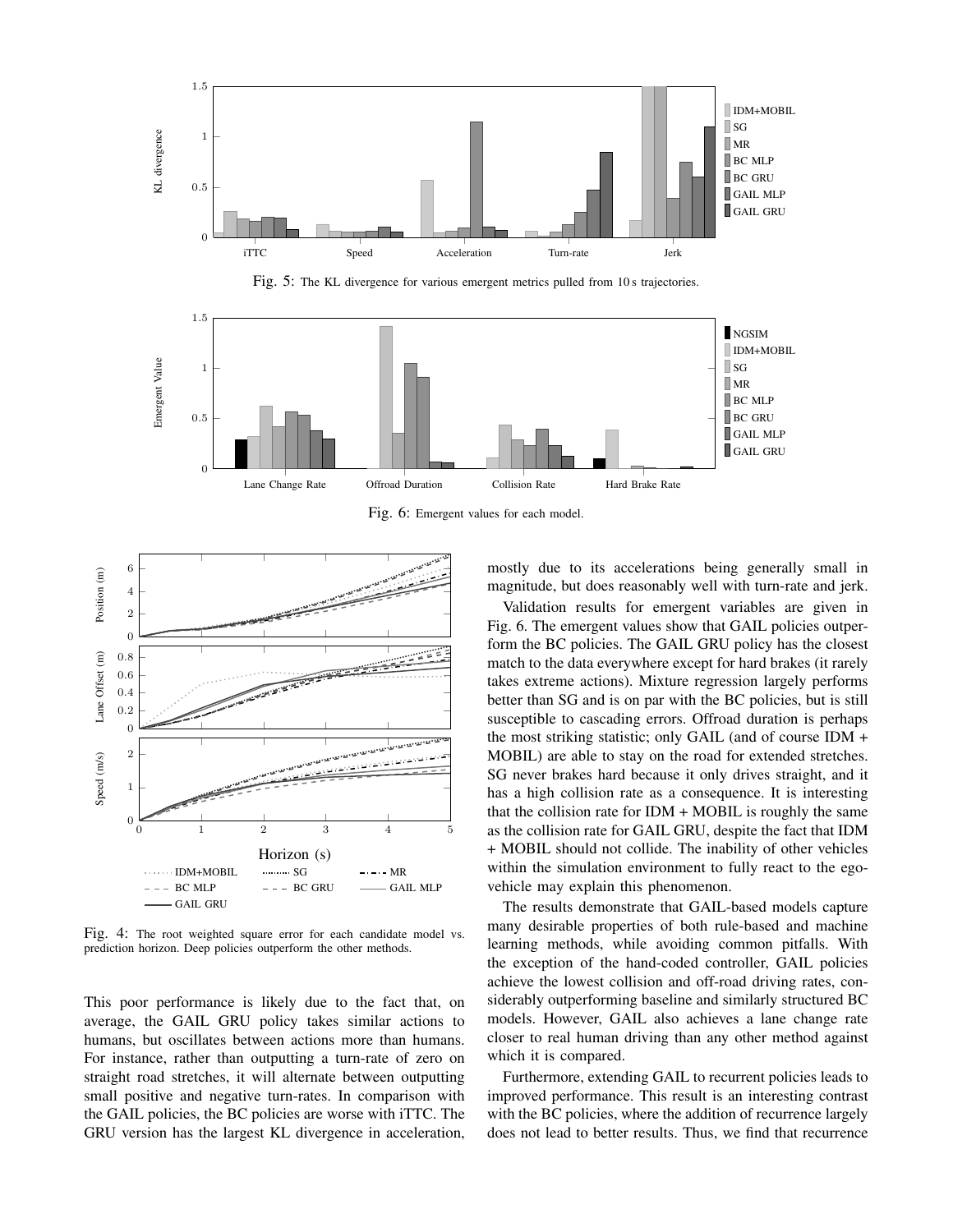Fig. 5: The KL divergence for various emergent metrics pulled from 10 s trajectories.

Fig. 6: Emergent values for each model.

Fig. 4: The root weighted square error for each candidate model vs. prediction horizon. Deep policies outperform the other methods.

This poor performance is likely due to the fact that, on average, the GAIL GRU policy takes similar actions to humans, but oscillates between actions more than humans. For instance, rather than outputting a turn-rate of zero on straight road stretches, it will alternate between outputting small positive and negative turn-rates. In comparison with the GAIL policies, the BC policies are worse with iTTC. The GRU version has the largest KL divergence in acceleration, mostly due to its accelerations being generally small in magnitude, but does reasonably well with turn-rate and jerk.

Validation results for emergent variables are given in Fig. 6. The emergent values show that GAIL policies outperform the BC policies. The GAIL GRU policy has the closest match to the data everywhere except for hard brakes (it rarely takes extreme actions). Mixture regression largely performs better than SG and is on par with the BC policies, but is still susceptible to cascading errors. Offroad duration is perhaps the most striking statistic; only GAIL (and of course IDM + MOBIL) are able to stay on the road for extended stretches. SG never brakes hard because it only drives straight, and it has a high collision rate as a consequence. It is interesting that the collision rate for IDM + MOBIL is roughly the same as the collision rate for GAIL GRU, despite the fact that IDM + MOBIL should not collide. The inability of other vehicles within the simulation environment to fully react to the ego-vehicle may explain this phenomenon.

The results demonstrate that GAIL-based models capture many desirable properties of both rule-based and machine learning methods, while avoiding common pitfalls. With the exception of the hand-coded controller, GAIL policies achieve the lowest collision and off-road driving rates, considerably outperforming baseline and similarly structured BC models. However, GAIL also achieves a lane change rate closer to real human driving than any other method against which it is compared.

Furthermore, extending GAIL to recurrent policies leads to improved performance. This result is an interesting contrast with the BC policies, where the addition of recurrence largely does not lead to better results. Thus, we find that recurrence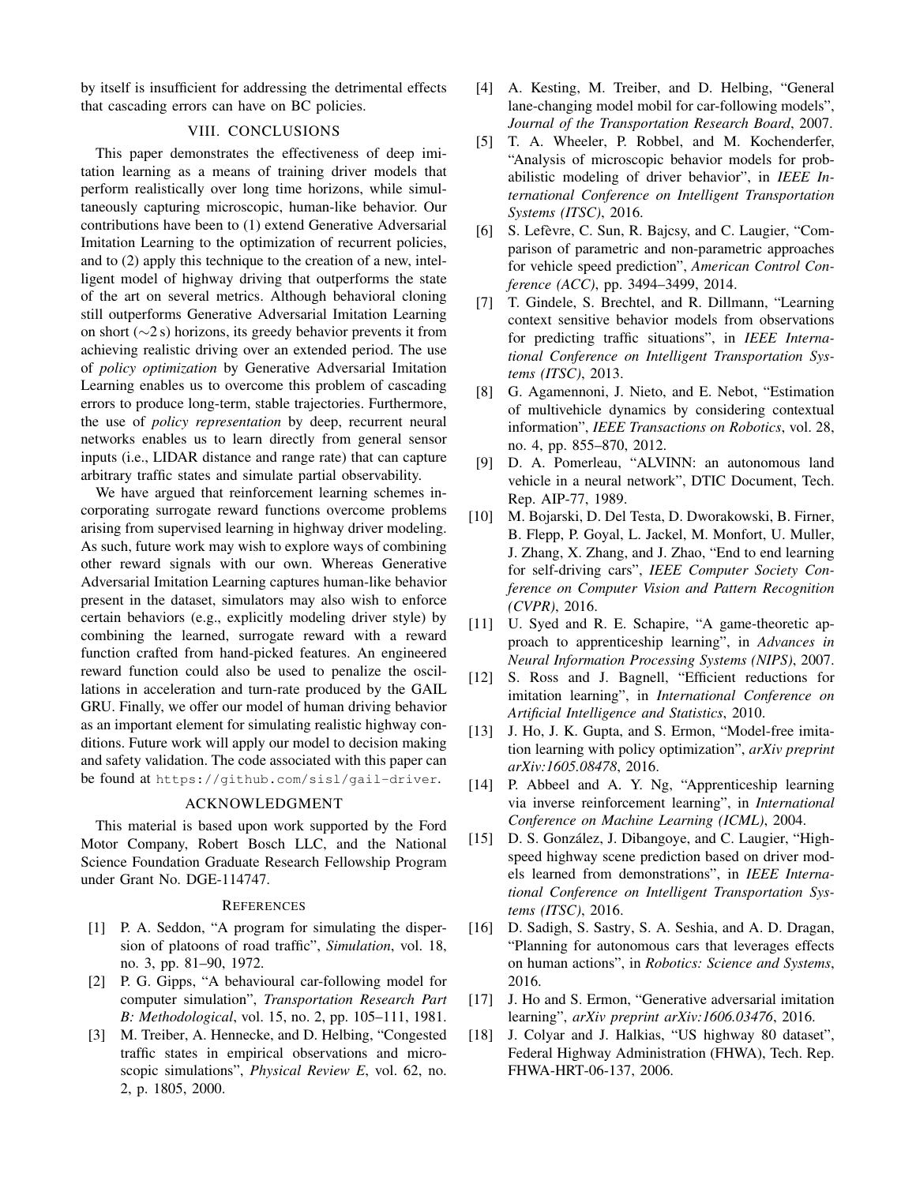by itself is insufficient for addressing the detrimental effects that cascading errors can have on BC policies.

## VIII. CONCLUSIONS

This paper demonstrates the effectiveness of deep imitation learning as a means of training driver models that perform realistically over long time horizons, while simultaneously capturing microscopic, human-like behavior. Our contributions have been to (1) extend Generative Adversarial Imitation Learning to the optimization of recurrent policies, and to (2) apply this technique to the creation of a new, intelligent model of highway driving that outperforms the state of the art on several metrics. Although behavioral cloning still outperforms Generative Adversarial Imitation Learning on short ($\sim$2 s) horizons, its greedy behavior prevents it from achieving realistic driving over an extended period. The use of *policy optimization* by Generative Adversarial Imitation Learning enables us to overcome this problem of cascading errors to produce long-term, stable trajectories. Furthermore, the use of *policy representation* by deep, recurrent neural networks enables us to learn directly from general sensor inputs (i.e., LIDAR distance and range rate) that can capture arbitrary traffic states and simulate partial observability.

We have argued that reinforcement learning schemes incorporating surrogate reward functions overcome problems arising from supervised learning in highway driver modeling. As such, future work may wish to explore ways of combining other reward signals with our own. Whereas Generative Adversarial Imitation Learning captures human-like behavior present in the dataset, simulators may also wish to enforce certain behaviors (e.g., explicitly modeling driver style) by combining the learned, surrogate reward with a reward function crafted from hand-picked features. An engineered reward function could also be used to penalize the oscillations in acceleration and turn-rate produced by the GAIL GRU. Finally, we offer our model of human driving behavior as an important element for simulating realistic highway conditions. Future work will apply our model to decision making and safety validation. The code associated with this paper can be found at `https://github.com/sisl/gail-driver`.

## ACKNOWLEDGMENT

This material is based upon work supported by the Ford Motor Company, Robert Bosch LLC, and the National Science Foundation Graduate Research Fellowship Program under Grant No. DGE-114747.

## REFERENCES

[1] P. A. Seddon, "A program for simulating the dispersion of platoons of road traffic", *Simulation*, vol. 18, no. 3, pp. 81–90, 1972.

[2] P. G. Gipps, "A behavioural car-following model for computer simulation", *Transportation Research Part B: Methodological*, vol. 15, no. 2, pp. 105–111, 1981.

[3] M. Treiber, A. Hennecke, and D. Helbing, "Congested traffic states in empirical observations and microscopic simulations", *Physical Review E*, vol. 62, no. 2, p. 1805, 2000.

[4] A. Kesting, M. Treiber, and D. Helbing, "General lane-changing model mobil for car-following models", *Journal of the Transportation Research Board*, 2007.

[5] T. A. Wheeler, P. Robbel, and M. Kochenderfer, "Analysis of microscopic behavior models for probabilistic modeling of driver behavior", in *IEEE International Conference on Intelligent Transportation Systems (ITSC)*, 2016.

[6] S. Lefèvre, C. Sun, R. Bajcsy, and C. Laugier, "Comparison of parametric and non-parametric approaches for vehicle speed prediction", *American Control Conference (ACC)*, pp. 3494–3499, 2014.

[7] T. Gindele, S. Brechtel, and R. Dillmann, "Learning context sensitive behavior models from observations for predicting traffic situations", in *IEEE International Conference on Intelligent Transportation Systems (ITSC)*, 2013.

[8] G. Agamennoni, J. Nieto, and E. Nebot, "Estimation of multivehicle dynamics by considering contextual information", *IEEE Transactions on Robotics*, vol. 28, no. 4, pp. 855–870, 2012.

[9] D. A. Pomerleau, "ALVINN: an autonomous land vehicle in a neural network", DTIC Document, Tech. Rep. AIP-77, 1989.

[10] M. Bojarski, D. Del Testa, D. Dworakowski, B. Firner, B. Flepp, P. Goyal, L. Jackel, M. Monfort, U. Muller, J. Zhang, X. Zhang, and J. Zhao, "End to end learning for self-driving cars", *IEEE Computer Society Conference on Computer Vision and Pattern Recognition (CVPR)*, 2016.

[11] U. Syed and R. E. Schapire, "A game-theoretic approach to apprenticeship learning", in *Advances in Neural Information Processing Systems (NIPS)*, 2007.

[12] S. Ross and J. Bagnell, "Efficient reductions for imitation learning", in *International Conference on Artificial Intelligence and Statistics*, 2010.

[13] J. Ho, J. K. Gupta, and S. Ermon, "Model-free imitation learning with policy optimization", *arXiv preprint arXiv:1605.08478*, 2016.

[14] P. Abbeel and A. Y. Ng, "Apprenticeship learning via inverse reinforcement learning", in *International Conference on Machine Learning (ICML)*, 2004.

[15] D. S. González, J. Dibangoye, and C. Laugier, "High-speed highway scene prediction based on driver models learned from demonstrations", in *IEEE International Conference on Intelligent Transportation Systems (ITSC)*, 2016.

[16] D. Sadigh, S. Sastry, S. A. Seshia, and A. D. Dragan, "Planning for autonomous cars that leverages effects on human actions", in *Robotics: Science and Systems*, 2016.

[17] J. Ho and S. Ermon, "Generative adversarial imitation learning", *arXiv preprint arXiv:1606.03476*, 2016.

[18] J. Colyar and J. Halkias, "US highway 80 dataset", Federal Highway Administration (FHWA), Tech. Rep. FHWA-HRT-06-137, 2006.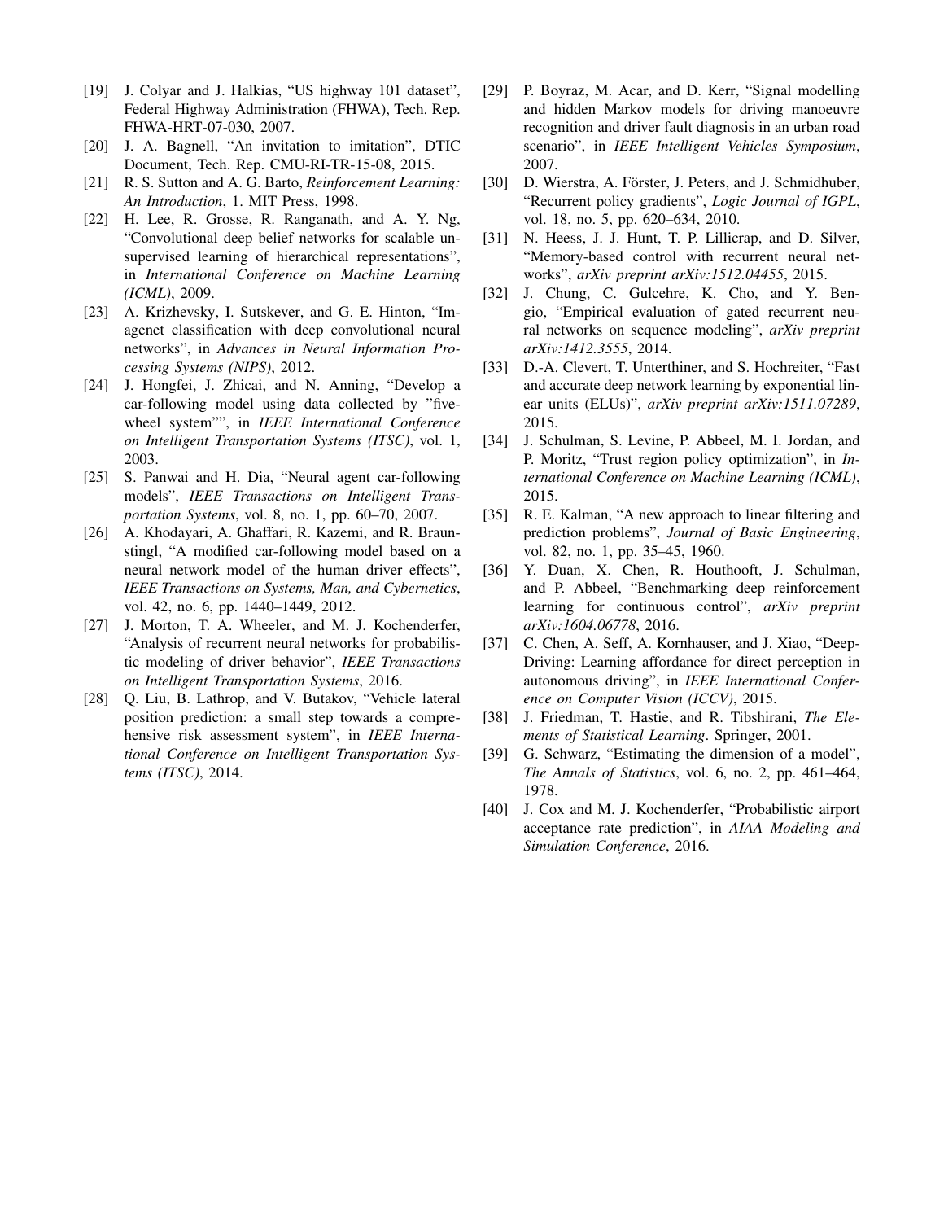[19] J. Colyar and J. Halkias, "US highway 101 dataset", Federal Highway Administration (FHWA), Tech. Rep. FHWA-HRT-07-030, 2007.

[20] J. A. Bagnell, "An invitation to imitation", DTIC Document, Tech. Rep. CMU-RI-TR-15-08, 2015.

[21] R. S. Sutton and A. G. Barto, *Reinforcement Learning: An Introduction*, 1. MIT Press, 1998.

[22] H. Lee, R. Grosse, R. Ranganath, and A. Y. Ng, "Convolutional deep belief networks for scalable unsupervised learning of hierarchical representations", in *International Conference on Machine Learning (ICML)*, 2009.

[23] A. Krizhevsky, I. Sutskever, and G. E. Hinton, "Imagenet classification with deep convolutional neural networks", in *Advances in Neural Information Processing Systems (NIPS)*, 2012.

[24] J. Hongfei, J. Zhicai, and N. Anning, "Develop a car-following model using data collected by "five-wheel system"", in *IEEE International Conference on Intelligent Transportation Systems (ITSC)*, vol. 1, 2003.

[25] S. Panwai and H. Dia, "Neural agent car-following models", *IEEE Transactions on Intelligent Transportation Systems*, vol. 8, no. 1, pp. 60–70, 2007.

[26] A. Khodayari, A. Ghaffari, R. Kazemi, and R. Braunstingl, "A modified car-following model based on a neural network model of the human driver effects", *IEEE Transactions on Systems, Man, and Cybernetics*, vol. 42, no. 6, pp. 1440–1449, 2012.

[27] J. Morton, T. A. Wheeler, and M. J. Kochenderfer, "Analysis of recurrent neural networks for probabilistic modeling of driver behavior", *IEEE Transactions on Intelligent Transportation Systems*, 2016.

[28] Q. Liu, B. Lathrop, and V. Butakov, "Vehicle lateral position prediction: a small step towards a comprehensive risk assessment system", in *IEEE International Conference on Intelligent Transportation Systems (ITSC)*, 2014.

[29] P. Boyraz, M. Acar, and D. Kerr, "Signal modelling and hidden Markov models for driving manoeuvre recognition and driver fault diagnosis in an urban road scenario", in *IEEE Intelligent Vehicles Symposium*, 2007.

[30] D. Wierstra, A. Förster, J. Peters, and J. Schmidhuber, "Recurrent policy gradients", *Logic Journal of IGPL*, vol. 18, no. 5, pp. 620–634, 2010.

[31] N. Heess, J. J. Hunt, T. P. Lillicrap, and D. Silver, "Memory-based control with recurrent neural networks", *arXiv preprint arXiv:1512.04455*, 2015.

[32] J. Chung, C. Gulcehre, K. Cho, and Y. Bengio, "Empirical evaluation of gated recurrent neural networks on sequence modeling", *arXiv preprint arXiv:1412.3555*, 2014.

[33] D.-A. Clevert, T. Unterthiner, and S. Hochreiter, "Fast and accurate deep network learning by exponential linear units (ELUs)", *arXiv preprint arXiv:1511.07289*, 2015.

[34] J. Schulman, S. Levine, P. Abbeel, M. I. Jordan, and P. Moritz, "Trust region policy optimization", in *International Conference on Machine Learning (ICML)*, 2015.

[35] R. E. Kalman, "A new approach to linear filtering and prediction problems", *Journal of Basic Engineering*, vol. 82, no. 1, pp. 35–45, 1960.

[36] Y. Duan, X. Chen, R. Houthooft, J. Schulman, and P. Abbeel, "Benchmarking deep reinforcement learning for continuous control", *arXiv preprint arXiv:1604.06778*, 2016.

[37] C. Chen, A. Seff, A. Kornhauser, and J. Xiao, "DeepDriving: Learning affordance for direct perception in autonomous driving", in *IEEE International Conference on Computer Vision (ICCV)*, 2015.

[38] J. Friedman, T. Hastie, and R. Tibshirani, *The Elements of Statistical Learning*. Springer, 2001.

[39] G. Schwarz, "Estimating the dimension of a model", *The Annals of Statistics*, vol. 6, no. 2, pp. 461–464, 1978.

[40] J. Cox and M. J. Kochenderfer, "Probabilistic airport acceptance rate prediction", in *AIAA Modeling and Simulation Conference*, 2016.